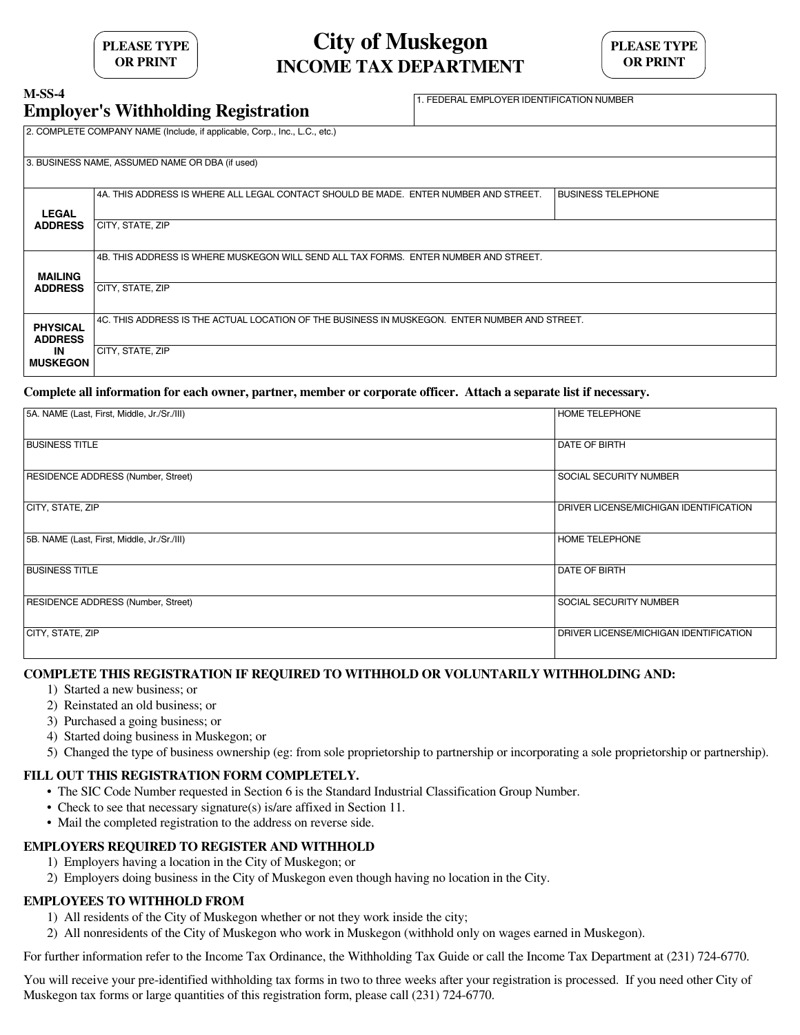PLEASE TYPE OR PRINT

# City of Muskegon
## INCOME TAX DEPARTMENT

PLEASE TYPE OR PRINT

**M-SS-4**
## Employer's Withholding Registration

| | | |
|---|---|---|
| | | 1. FEDERAL EMPLOYER IDENTIFICATION NUMBER |
| 2. COMPLETE COMPANY NAME (Include, if applicable, Corp., Inc., L.C., etc.) | | |
| 3. BUSINESS NAME, ASSUMED NAME OR DBA (if used) | | |
| **LEGAL ADDRESS** | 4A. THIS ADDRESS IS WHERE ALL LEGAL CONTACT SHOULD BE MADE. ENTER NUMBER AND STREET. | BUSINESS TELEPHONE |
| | CITY, STATE, ZIP | |
| **MAILING ADDRESS** | 4B. THIS ADDRESS IS WHERE MUSKEGON WILL SEND ALL TAX FORMS. ENTER NUMBER AND STREET. | |
| | CITY, STATE, ZIP | |
| **PHYSICAL ADDRESS IN MUSKEGON** | 4C. THIS ADDRESS IS THE ACTUAL LOCATION OF THE BUSINESS IN MUSKEGON. ENTER NUMBER AND STREET. | |
| | CITY, STATE, ZIP | |

**Complete all information for each owner, partner, member or corporate officer. Attach a separate list if necessary.**

| | |
|---|---|
| 5A. NAME (Last, First, Middle, Jr./Sr./III) | HOME TELEPHONE |
| BUSINESS TITLE | DATE OF BIRTH |
| RESIDENCE ADDRESS (Number, Street) | SOCIAL SECURITY NUMBER |
| CITY, STATE, ZIP | DRIVER LICENSE/MICHIGAN IDENTIFICATION |
| 5B. NAME (Last, First, Middle, Jr./Sr./III) | HOME TELEPHONE |
| BUSINESS TITLE | DATE OF BIRTH |
| RESIDENCE ADDRESS (Number, Street) | SOCIAL SECURITY NUMBER |
| CITY, STATE, ZIP | DRIVER LICENSE/MICHIGAN IDENTIFICATION |

### COMPLETE THIS REGISTRATION IF REQUIRED TO WITHHOLD OR VOLUNTARILY WITHHOLDING AND:

1) Started a new business; or
2) Reinstated an old business; or
3) Purchased a going business; or
4) Started doing business in Muskegon; or
5) Changed the type of business ownership (eg: from sole proprietorship to partnership or incorporating a sole proprietorship or partnership).

### FILL OUT THIS REGISTRATION FORM COMPLETELY.

- The SIC Code Number requested in Section 6 is the Standard Industrial Classification Group Number.
- Check to see that necessary signature(s) is/are affixed in Section 11.
- Mail the completed registration to the address on reverse side.

### EMPLOYERS REQUIRED TO REGISTER AND WITHHOLD

1) Employers having a location in the City of Muskegon; or
2) Employers doing business in the City of Muskegon even though having no location in the City.

### EMPLOYEES TO WITHHOLD FROM

1) All residents of the City of Muskegon whether or not they work inside the city;
2) All nonresidents of the City of Muskegon who work in Muskegon (withhold only on wages earned in Muskegon).

For further information refer to the Income Tax Ordinance, the Withholding Tax Guide or call the Income Tax Department at (231) 724-6770.

You will receive your pre-identified withholding tax forms in two to three weeks after your registration is processed. If you need other City of Muskegon tax forms or large quantities of this registration form, please call (231) 724-6770.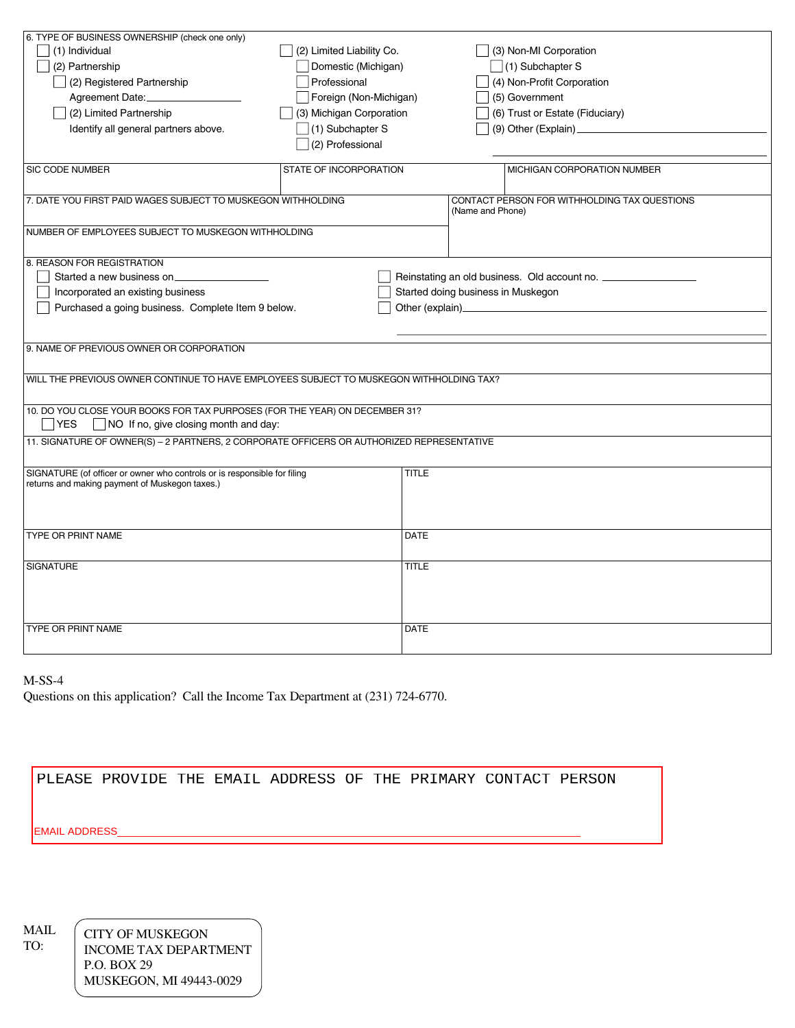6. TYPE OF BUSINESS OWNERSHIP (check one only)

- ☐ (1) Individual
- ☐ (2) Partnership
  - ☐ (2) Registered Partnership
    Agreement Date:\_\_\_\_\_\_\_\_\_\_\_\_\_\_\_\_
  - ☐ (2) Limited Partnership
    Identify all general partners above.
- ☐ (2) Limited Liability Co.
  - ☐ Domestic (Michigan)
  - ☐ Professional
  - ☐ Foreign (Non-Michigan)
- ☐ (3) Michigan Corporation
  - ☐ (1) Subchapter S
  - ☐ (2) Professional
- ☐ (3) Non-MI Corporation
  - ☐ (1) Subchapter S
- ☐ (4) Non-Profit Corporation
- ☐ (5) Government
- ☐ (6) Trust or Estate (Fiduciary)
- ☐ (9) Other (Explain)\_\_\_\_\_\_\_\_\_\_\_\_\_\_\_\_\_\_\_\_\_\_\_\_

| SIC CODE NUMBER | STATE OF INCORPORATION | MICHIGAN CORPORATION NUMBER |
|---|---|---|
| | | |

| 7. DATE YOU FIRST PAID WAGES SUBJECT TO MUSKEGON WITHHOLDING | CONTACT PERSON FOR WITHHOLDING TAX QUESTIONS (Name and Phone) |
|---|---|
| NUMBER OF EMPLOYEES SUBJECT TO MUSKEGON WITHHOLDING | |

8. REASON FOR REGISTRATION

- ☐ Started a new business on\_\_\_\_\_\_\_\_\_\_\_\_\_\_\_\_
- ☐ Incorporated an existing business
- ☐ Purchased a going business. Complete Item 9 below.
- ☐ Reinstating an old business. Old account no. \_\_\_\_\_\_\_\_\_\_\_\_\_\_\_\_
- ☐ Started doing business in Muskegon
- ☐ Other (explain)\_\_\_\_\_\_\_\_\_\_\_\_\_\_\_\_\_\_\_\_\_\_\_\_

9. NAME OF PREVIOUS OWNER OR CORPORATION

WILL THE PREVIOUS OWNER CONTINUE TO HAVE EMPLOYEES SUBJECT TO MUSKEGON WITHHOLDING TAX?

10. DO YOU CLOSE YOUR BOOKS FOR TAX PURPOSES (FOR THE YEAR) ON DECEMBER 31?

☐ YES ☐ NO If no, give closing month and day:

11. SIGNATURE OF OWNER(S) – 2 PARTNERS, 2 CORPORATE OFFICERS OR AUTHORIZED REPRESENTATIVE

| SIGNATURE (of officer or owner who controls or is responsible for filing returns and making payment of Muskegon taxes.) | TITLE |
|---|---|
| TYPE OR PRINT NAME | DATE |
| SIGNATURE | TITLE |
| TYPE OR PRINT NAME | DATE |

M-SS-4

Questions on this application? Call the Income Tax Department at (231) 724-6770.

PLEASE PROVIDE THE EMAIL ADDRESS OF THE PRIMARY CONTACT PERSON

EMAIL ADDRESS\_\_\_\_\_\_\_\_\_\_\_\_\_\_\_\_\_\_\_\_\_\_\_\_\_\_\_\_\_\_\_\_

MAIL TO:

CITY OF MUSKEGON
INCOME TAX DEPARTMENT
P.O. BOX 29
MUSKEGON, MI 49443-0029